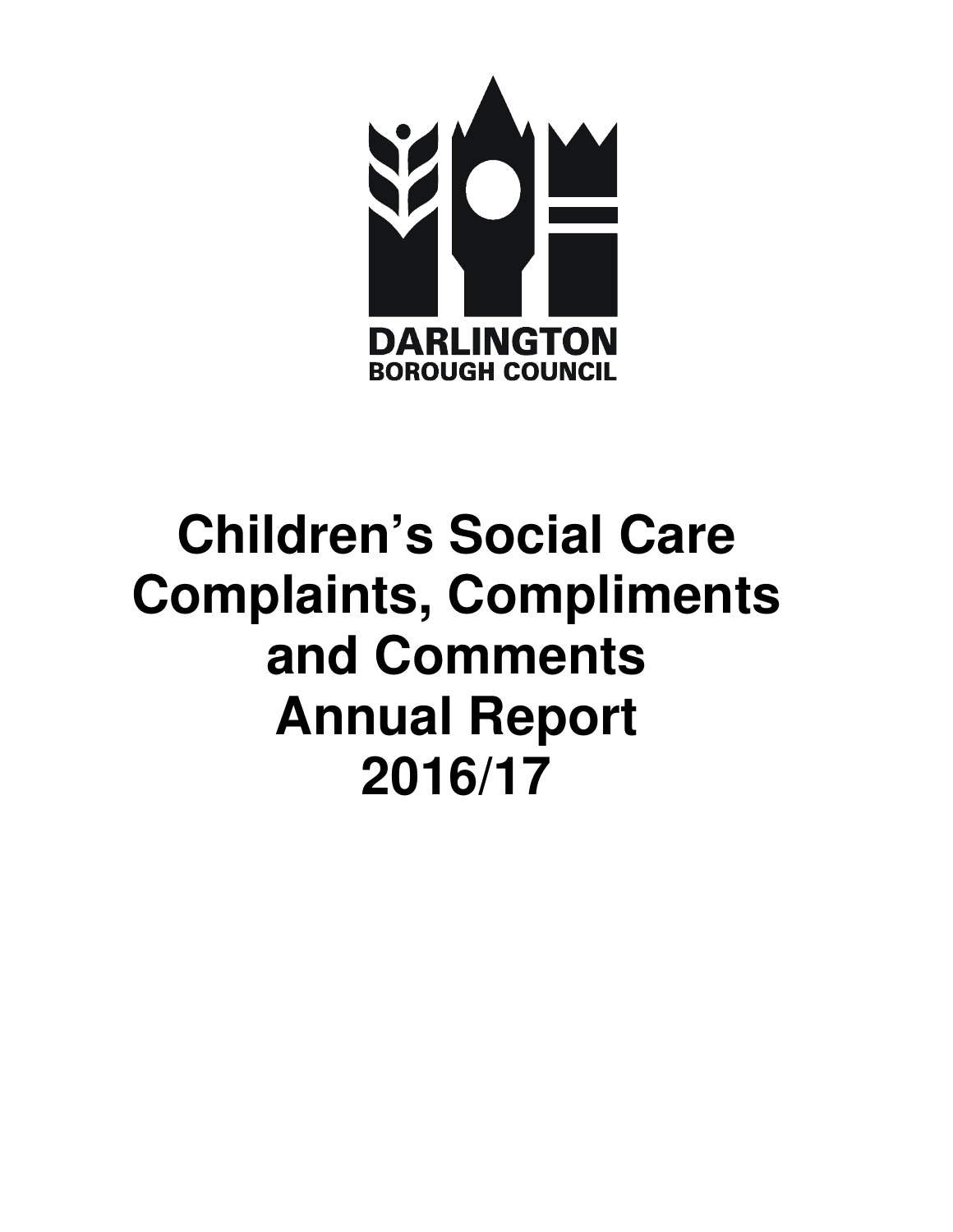DARLINGTON
BOROUGH COUNCIL

# Children's Social Care Complaints, Compliments and Comments Annual Report 2016/17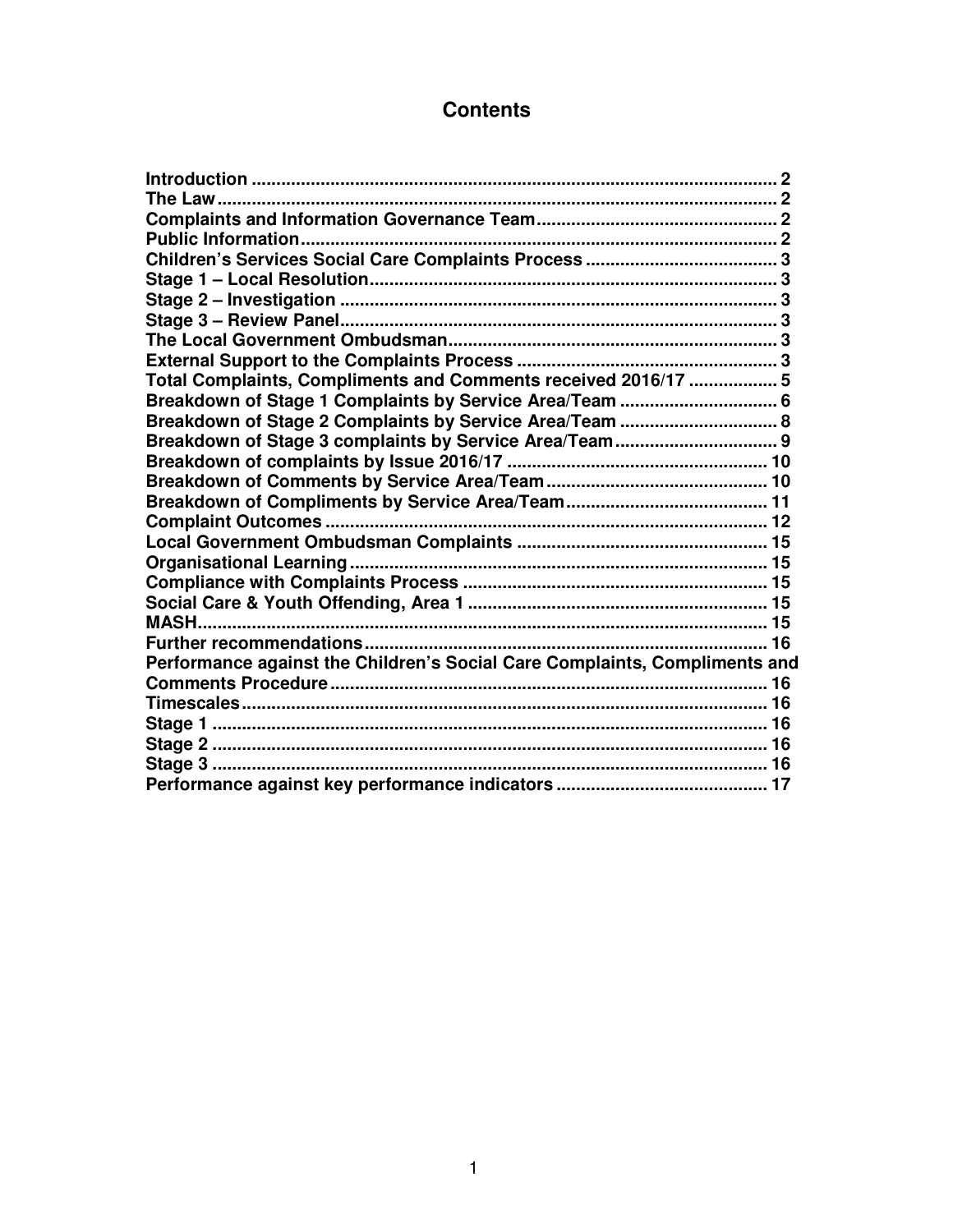# Contents

| | |
|---|---|
| **Introduction** | **2** |
| **The Law** | **2** |
| **Complaints and Information Governance Team** | **2** |
| **Public Information** | **2** |
| **Children's Services Social Care Complaints Process** | **3** |
| **Stage 1 – Local Resolution** | **3** |
| **Stage 2 – Investigation** | **3** |
| **Stage 3 – Review Panel** | **3** |
| **The Local Government Ombudsman** | **3** |
| **External Support to the Complaints Process** | **3** |
| **Total Complaints, Compliments and Comments received 2016/17** | **5** |
| **Breakdown of Stage 1 Complaints by Service Area/Team** | **6** |
| **Breakdown of Stage 2 Complaints by Service Area/Team** | **8** |
| **Breakdown of Stage 3 complaints by Service Area/Team** | **9** |
| **Breakdown of complaints by Issue 2016/17** | **10** |
| **Breakdown of Comments by Service Area/Team** | **10** |
| **Breakdown of Compliments by Service Area/Team** | **11** |
| **Complaint Outcomes** | **12** |
| **Local Government Ombudsman Complaints** | **15** |
| **Organisational Learning** | **15** |
| **Compliance with Complaints Process** | **15** |
| **Social Care & Youth Offending, Area 1** | **15** |
| **MASH** | **15** |
| **Further recommendations** | **16** |
| **Performance against the Children's Social Care Complaints, Compliments and Comments Procedure** | **16** |
| **Timescales** | **16** |
| **Stage 1** | **16** |
| **Stage 2** | **16** |
| **Stage 3** | **16** |
| **Performance against key performance indicators** | **17** |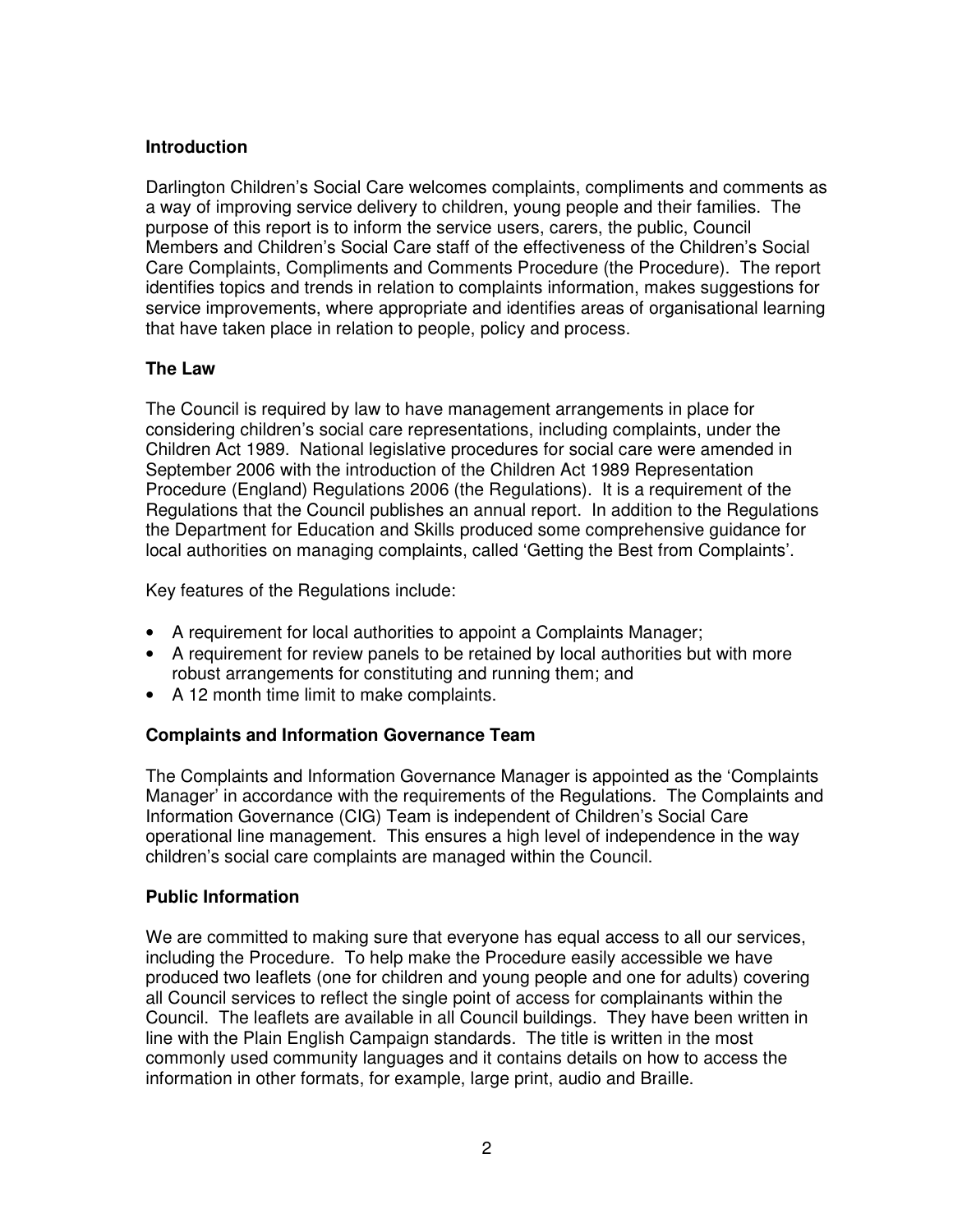## Introduction

Darlington Children's Social Care welcomes complaints, compliments and comments as a way of improving service delivery to children, young people and their families. The purpose of this report is to inform the service users, carers, the public, Council Members and Children's Social Care staff of the effectiveness of the Children's Social Care Complaints, Compliments and Comments Procedure (the Procedure). The report identifies topics and trends in relation to complaints information, makes suggestions for service improvements, where appropriate and identifies areas of organisational learning that have taken place in relation to people, policy and process.

## The Law

The Council is required by law to have management arrangements in place for considering children's social care representations, including complaints, under the Children Act 1989. National legislative procedures for social care were amended in September 2006 with the introduction of the Children Act 1989 Representation Procedure (England) Regulations 2006 (the Regulations). It is a requirement of the Regulations that the Council publishes an annual report. In addition to the Regulations the Department for Education and Skills produced some comprehensive guidance for local authorities on managing complaints, called 'Getting the Best from Complaints'.

Key features of the Regulations include:

- A requirement for local authorities to appoint a Complaints Manager;
- A requirement for review panels to be retained by local authorities but with more robust arrangements for constituting and running them; and
- A 12 month time limit to make complaints.

## Complaints and Information Governance Team

The Complaints and Information Governance Manager is appointed as the 'Complaints Manager' in accordance with the requirements of the Regulations. The Complaints and Information Governance (CIG) Team is independent of Children's Social Care operational line management. This ensures a high level of independence in the way children's social care complaints are managed within the Council.

## Public Information

We are committed to making sure that everyone has equal access to all our services, including the Procedure. To help make the Procedure easily accessible we have produced two leaflets (one for children and young people and one for adults) covering all Council services to reflect the single point of access for complainants within the Council. The leaflets are available in all Council buildings. They have been written in line with the Plain English Campaign standards. The title is written in the most commonly used community languages and it contains details on how to access the information in other formats, for example, large print, audio and Braille.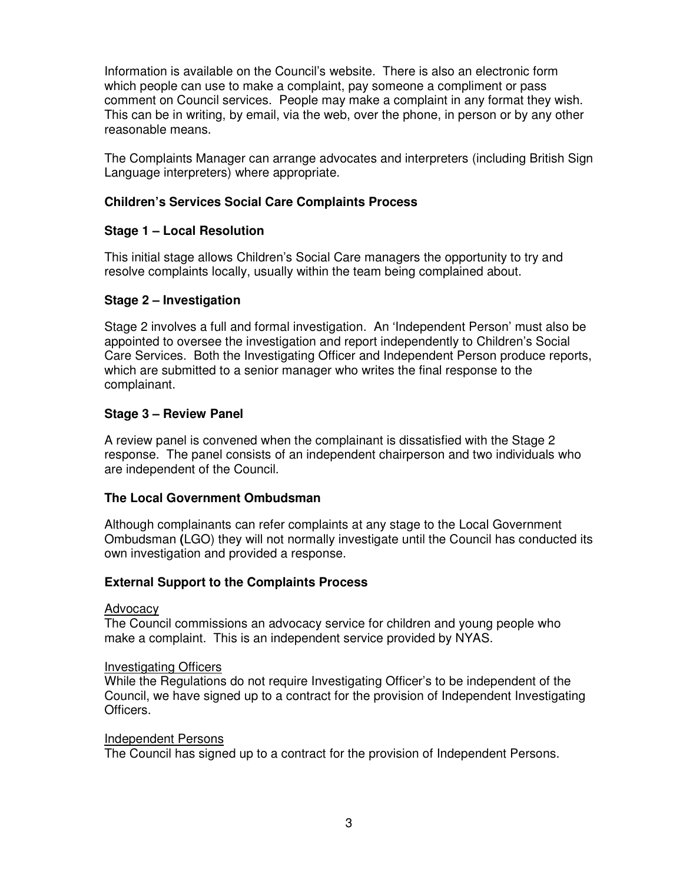Information is available on the Council's website. There is also an electronic form which people can use to make a complaint, pay someone a compliment or pass comment on Council services. People may make a complaint in any format they wish. This can be in writing, by email, via the web, over the phone, in person or by any other reasonable means.

The Complaints Manager can arrange advocates and interpreters (including British Sign Language interpreters) where appropriate.

### Children's Services Social Care Complaints Process

#### Stage 1 – Local Resolution

This initial stage allows Children's Social Care managers the opportunity to try and resolve complaints locally, usually within the team being complained about.

#### Stage 2 – Investigation

Stage 2 involves a full and formal investigation. An 'Independent Person' must also be appointed to oversee the investigation and report independently to Children's Social Care Services. Both the Investigating Officer and Independent Person produce reports, which are submitted to a senior manager who writes the final response to the complainant.

#### Stage 3 – Review Panel

A review panel is convened when the complainant is dissatisfied with the Stage 2 response. The panel consists of an independent chairperson and two individuals who are independent of the Council.

### The Local Government Ombudsman

Although complainants can refer complaints at any stage to the Local Government Ombudsman (LGO) they will not normally investigate until the Council has conducted its own investigation and provided a response.

### External Support to the Complaints Process

<u>Advocacy</u>
The Council commissions an advocacy service for children and young people who make a complaint. This is an independent service provided by NYAS.

<u>Investigating Officers</u>
While the Regulations do not require Investigating Officer's to be independent of the Council, we have signed up to a contract for the provision of Independent Investigating Officers.

<u>Independent Persons</u>
The Council has signed up to a contract for the provision of Independent Persons.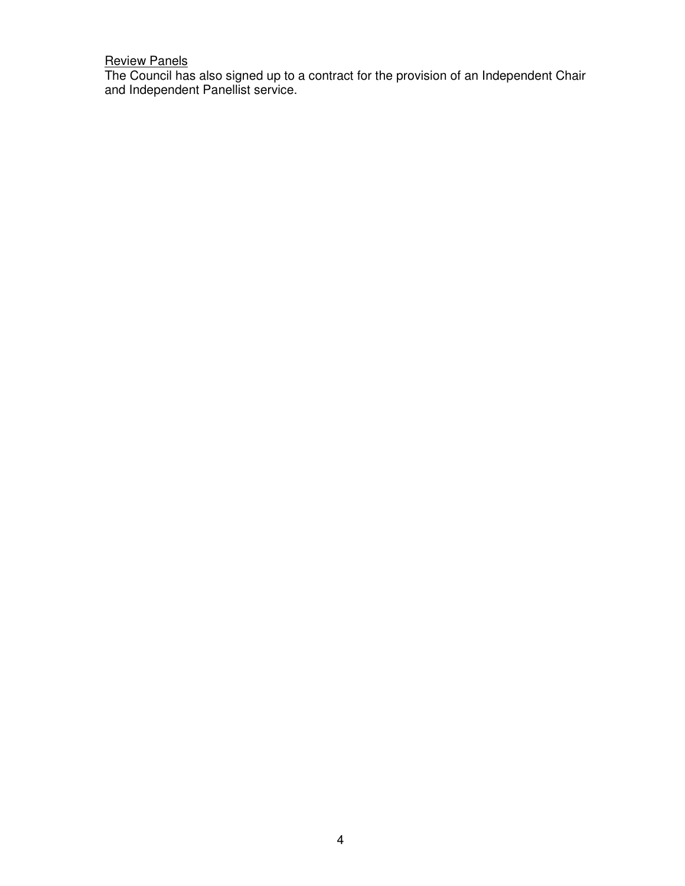<u>Review Panels</u>

The Council has also signed up to a contract for the provision of an Independent Chair and Independent Panellist service.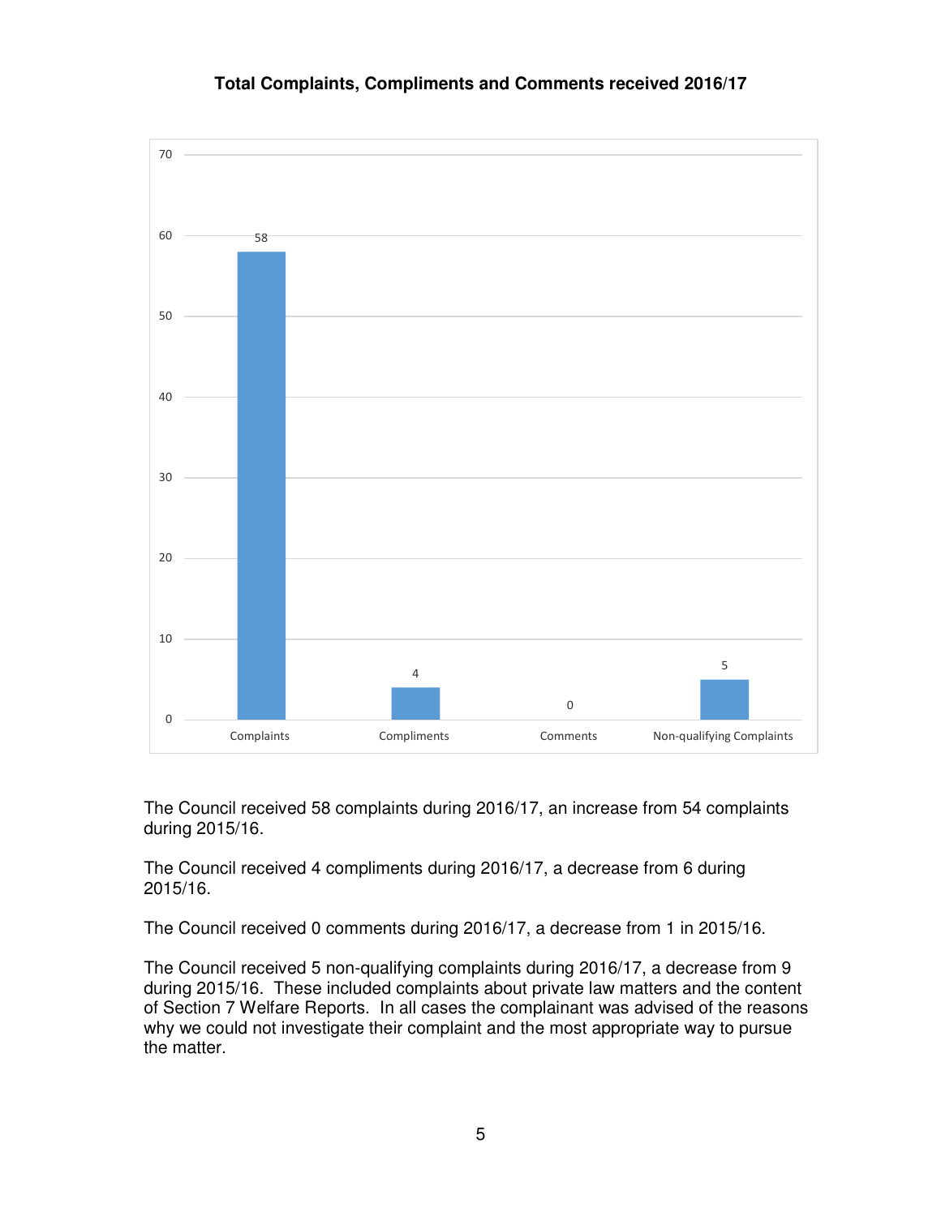**Total Complaints, Compliments and Comments received 2016/17**

| Category | Number |
| --- | --- |
| Complaints | 58 |
| Compliments | 4 |
| Comments | 0 |
| Non-qualifying Complaints | 5 |

The Council received 58 complaints during 2016/17, an increase from 54 complaints during 2015/16.

The Council received 4 compliments during 2016/17, a decrease from 6 during 2015/16.

The Council received 0 comments during 2016/17, a decrease from 1 in 2015/16.

The Council received 5 non-qualifying complaints during 2016/17, a decrease from 9 during 2015/16. These included complaints about private law matters and the content of Section 7 Welfare Reports. In all cases the complainant was advised of the reasons why we could not investigate their complaint and the most appropriate way to pursue the matter.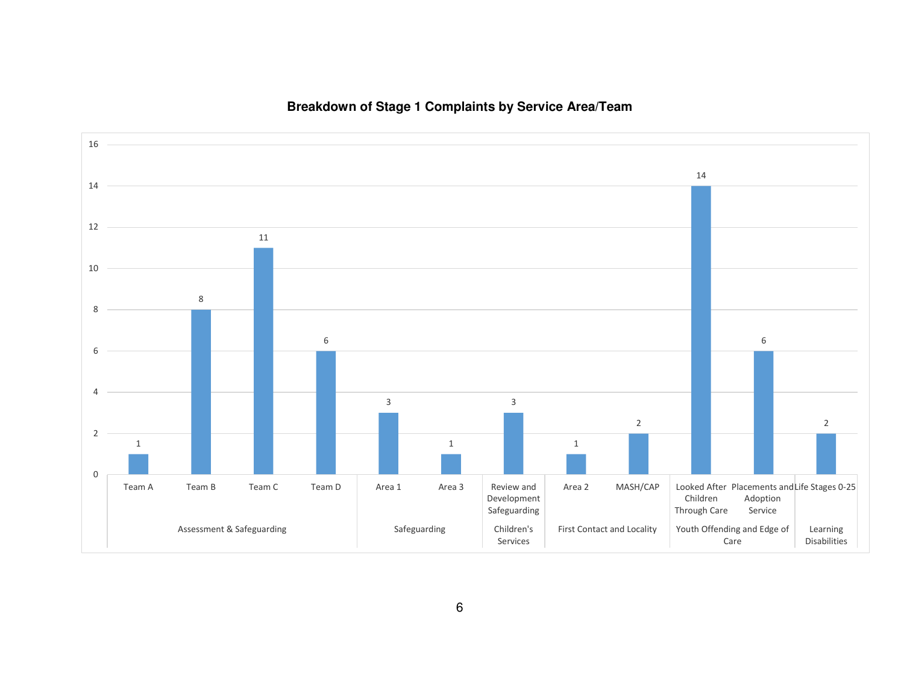**Breakdown of Stage 1 Complaints by Service Area/Team**

| Service Area | Team | Complaints |
|---|---|---|
| Assessment & Safeguarding | Team A | 1 |
| Assessment & Safeguarding | Team B | 8 |
| Assessment & Safeguarding | Team C | 11 |
| Assessment & Safeguarding | Team D | 6 |
| Safeguarding | Area 1 | 3 |
| Safeguarding | Area 3 | 1 |
| Children's Services | Review and Development Safeguarding | 3 |
| First Contact and Locality | Area 2 | 1 |
| First Contact and Locality | MASH/CAP | 2 |
| Youth Offending and Edge of Care | Looked After Children Through Care | 14 |
| Youth Offending and Edge of Care | Placements and Adoption Service | 6 |
| Learning Disabilities | Life Stages 0-25 | 2 |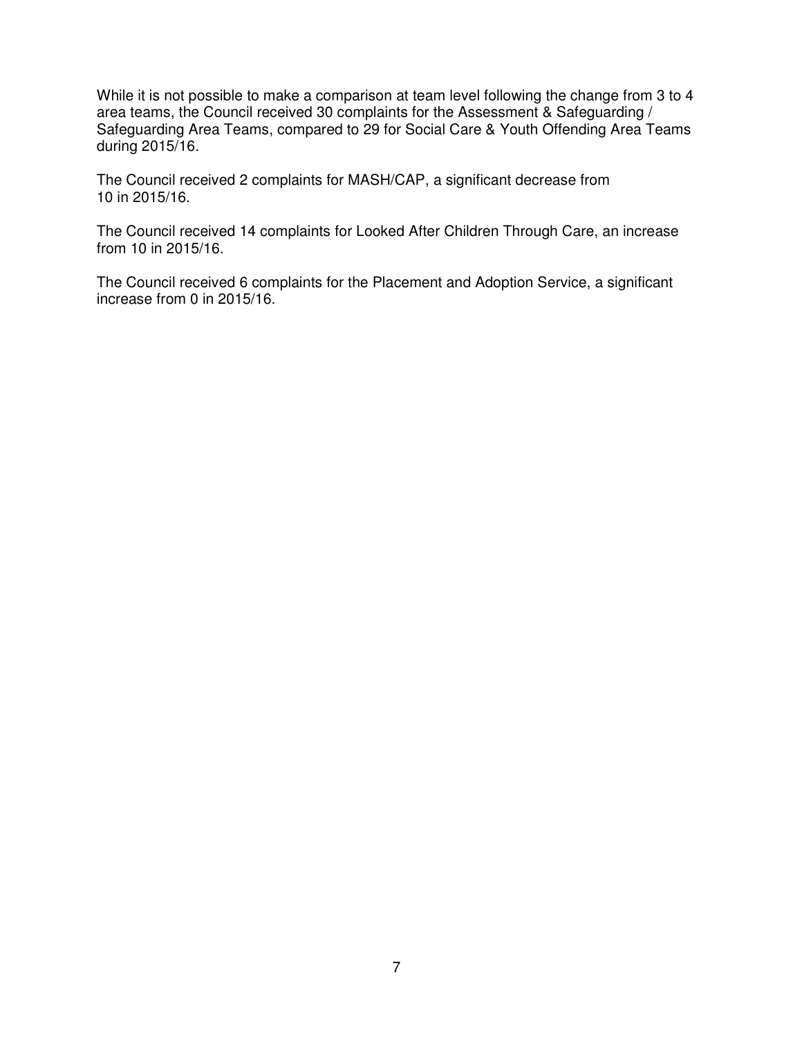While it is not possible to make a comparison at team level following the change from 3 to 4 area teams, the Council received 30 complaints for the Assessment & Safeguarding / Safeguarding Area Teams, compared to 29 for Social Care & Youth Offending Area Teams during 2015/16.

The Council received 2 complaints for MASH/CAP, a significant decrease from 10 in 2015/16.

The Council received 14 complaints for Looked After Children Through Care, an increase from 10 in 2015/16.

The Council received 6 complaints for the Placement and Adoption Service, a significant increase from 0 in 2015/16.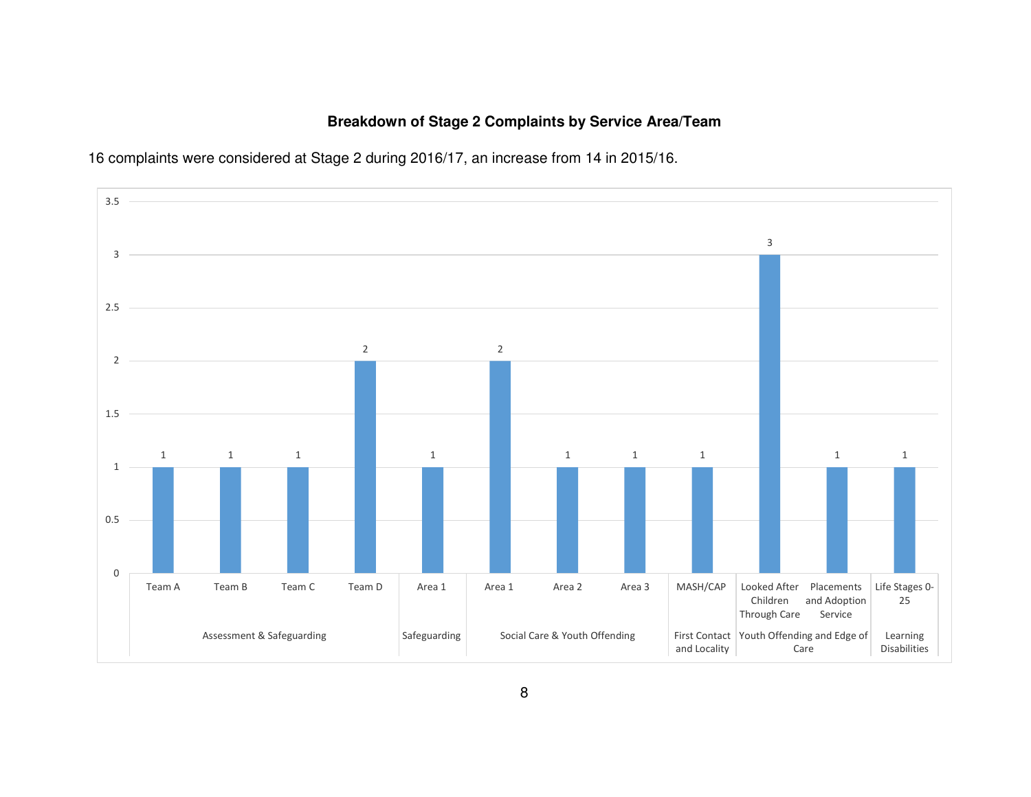## Breakdown of Stage 2 Complaints by Service Area/Team

16 complaints were considered at Stage 2 during 2016/17, an increase from 14 in 2015/16.

| Service Area | Team | Complaints |
|---|---|---|
| Assessment & Safeguarding | Team A | 1 |
| Assessment & Safeguarding | Team B | 1 |
| Assessment & Safeguarding | Team C | 1 |
| Assessment & Safeguarding | Team D | 2 |
| Safeguarding | Area 1 | 1 |
| Social Care & Youth Offending | Area 1 | 2 |
| Social Care & Youth Offending | Area 2 | 1 |
| Social Care & Youth Offending | Area 3 | 1 |
| First Contact and Locality | MASH/CAP | 1 |
| Youth Offending and Edge of Care | Looked After Children Through Care | 3 |
| Youth Offending and Edge of Care | Placements and Adoption Service | 1 |
| Learning Disabilities | Life Stages 0-25 | 1 |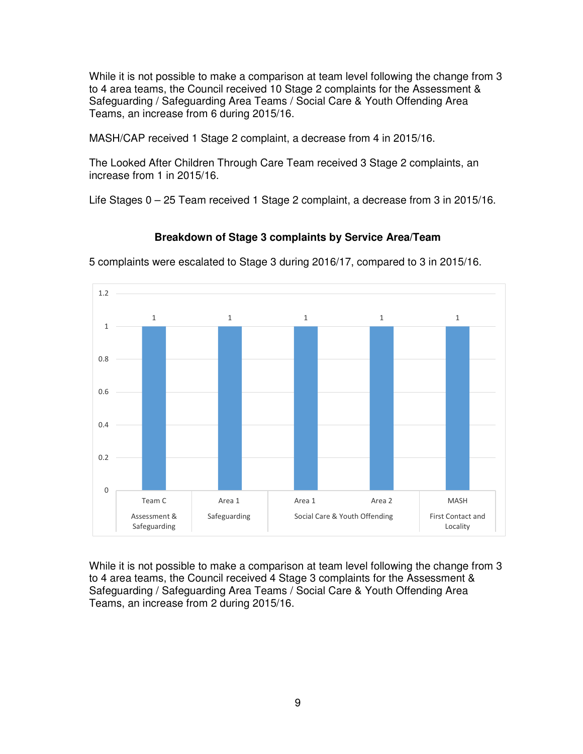While it is not possible to make a comparison at team level following the change from 3 to 4 area teams, the Council received 10 Stage 2 complaints for the Assessment & Safeguarding / Safeguarding Area Teams / Social Care & Youth Offending Area Teams, an increase from 6 during 2015/16.

MASH/CAP received 1 Stage 2 complaint, a decrease from 4 in 2015/16.

The Looked After Children Through Care Team received 3 Stage 2 complaints, an increase from 1 in 2015/16.

Life Stages 0 – 25 Team received 1 Stage 2 complaint, a decrease from 3 in 2015/16.

**Breakdown of Stage 3 complaints by Service Area/Team**

5 complaints were escalated to Stage 3 during 2016/17, compared to 3 in 2015/16.

| Service Area | Team | Complaints |
|---|---|---|
| Assessment & Safeguarding | Team C | 1 |
| Safeguarding | Area 1 | 1 |
| Social Care & Youth Offending | Area 1 | 1 |
| Social Care & Youth Offending | Area 2 | 1 |
| First Contact and Locality | MASH | 1 |

While it is not possible to make a comparison at team level following the change from 3 to 4 area teams, the Council received 4 Stage 3 complaints for the Assessment & Safeguarding / Safeguarding Area Teams / Social Care & Youth Offending Area Teams, an increase from 2 during 2015/16.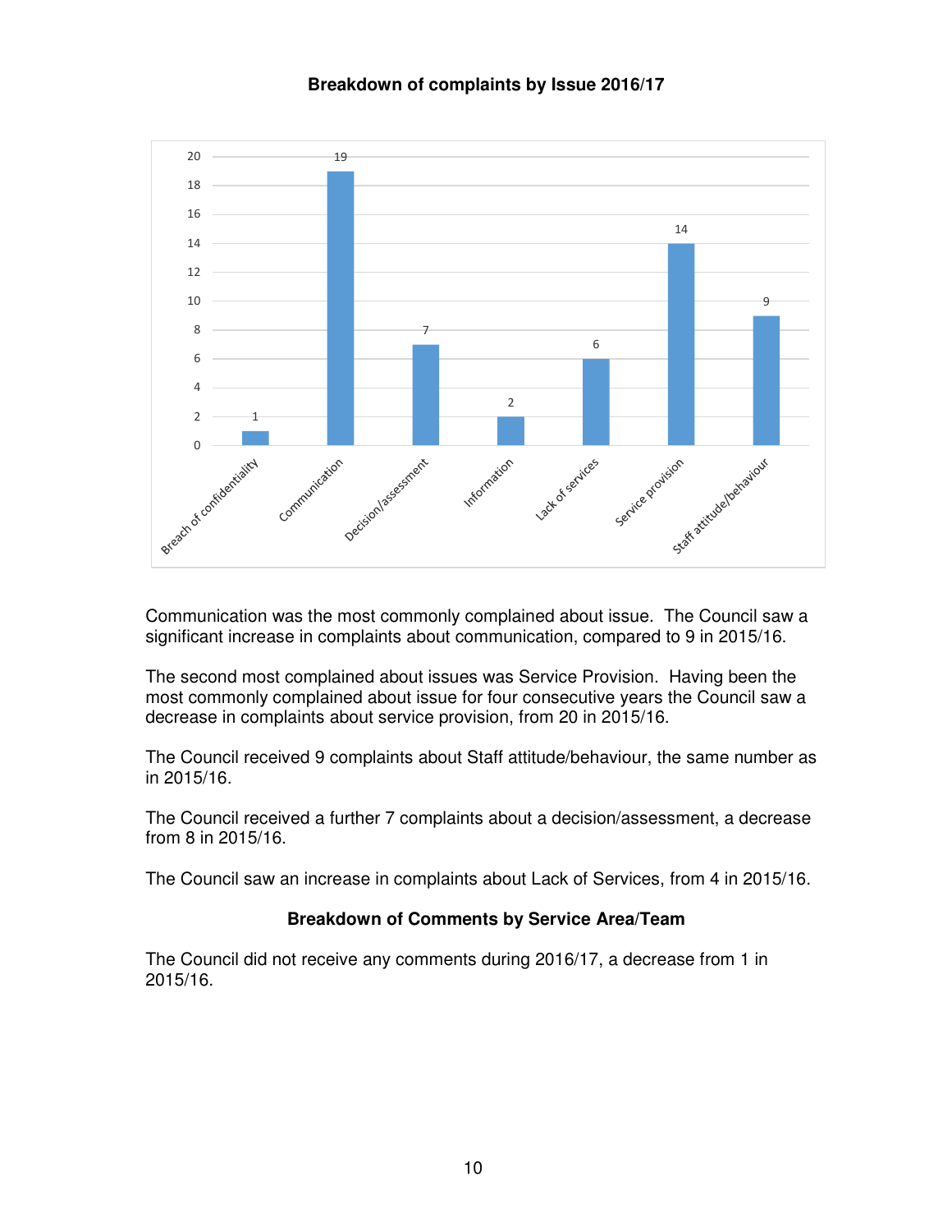**Breakdown of complaints by Issue 2016/17**

| Issue | Number |
|---|---|
| Breach of confidentiality | 1 |
| Communication | 19 |
| Decision/assessment | 7 |
| Information | 2 |
| Lack of services | 6 |
| Service provision | 14 |
| Staff attitude/behaviour | 9 |

Communication was the most commonly complained about issue. The Council saw a significant increase in complaints about communication, compared to 9 in 2015/16.

The second most complained about issues was Service Provision. Having been the most commonly complained about issue for four consecutive years the Council saw a decrease in complaints about service provision, from 20 in 2015/16.

The Council received 9 complaints about Staff attitude/behaviour, the same number as in 2015/16.

The Council received a further 7 complaints about a decision/assessment, a decrease from 8 in 2015/16.

The Council saw an increase in complaints about Lack of Services, from 4 in 2015/16.

**Breakdown of Comments by Service Area/Team**

The Council did not receive any comments during 2016/17, a decrease from 1 in 2015/16.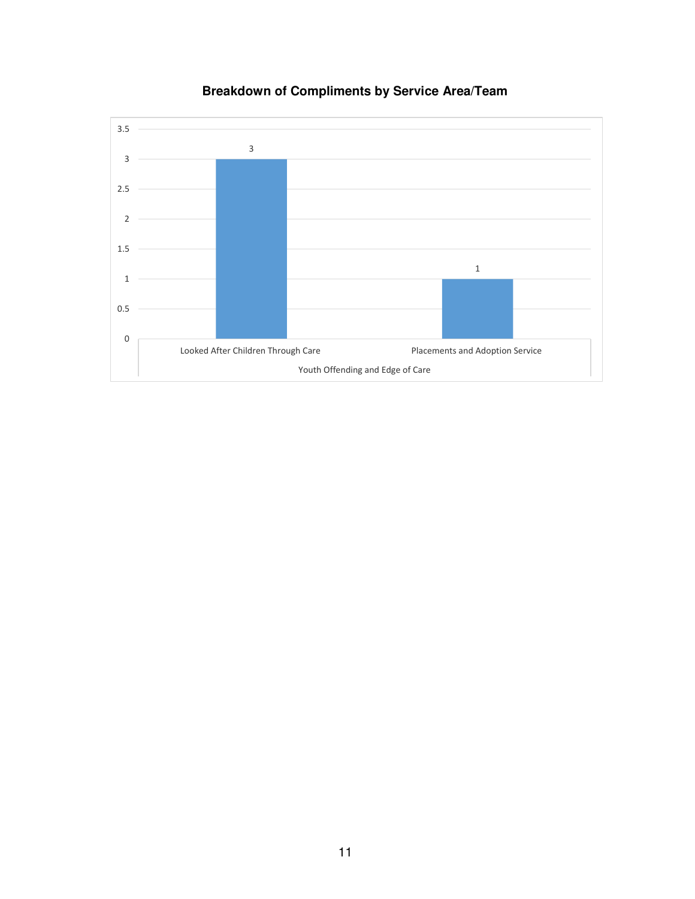**Breakdown of Compliments by Service Area/Team**

| Service Area | Team | Compliments |
|---|---|---|
| Youth Offending and Edge of Care | Looked After Children Through Care | 3 |
| Youth Offending and Edge of Care | Placements and Adoption Service | 1 |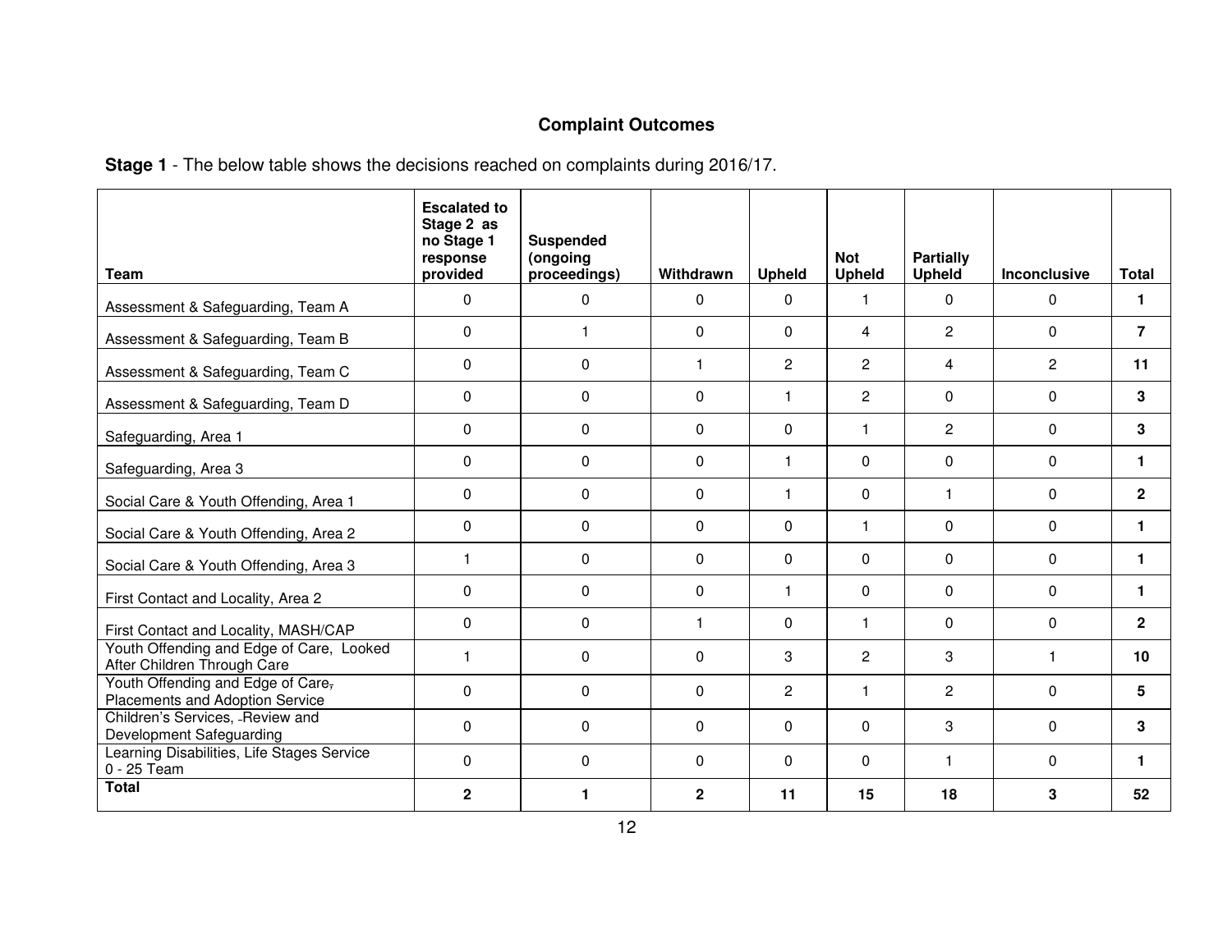## Complaint Outcomes

**Stage 1** - The below table shows the decisions reached on complaints during 2016/17.

| Team | Escalated to Stage 2 as no Stage 1 response provided | Suspended (ongoing proceedings) | Withdrawn | Upheld | Not Upheld | Partially Upheld | Inconclusive | Total |
|---|---|---|---|---|---|---|---|---|
| Assessment & Safeguarding, Team A | 0 | 0 | 0 | 0 | 1 | 0 | 0 | **1** |
| Assessment & Safeguarding, Team B | 0 | 1 | 0 | 0 | 4 | 2 | 0 | **7** |
| Assessment & Safeguarding, Team C | 0 | 0 | 1 | 2 | 2 | 4 | 2 | **11** |
| Assessment & Safeguarding, Team D | 0 | 0 | 0 | 1 | 2 | 0 | 0 | **3** |
| Safeguarding, Area 1 | 0 | 0 | 0 | 0 | 1 | 2 | 0 | **3** |
| Safeguarding, Area 3 | 0 | 0 | 0 | 1 | 0 | 0 | 0 | **1** |
| Social Care & Youth Offending, Area 1 | 0 | 0 | 0 | 1 | 0 | 1 | 0 | **2** |
| Social Care & Youth Offending, Area 2 | 0 | 0 | 0 | 0 | 1 | 0 | 0 | **1** |
| Social Care & Youth Offending, Area 3 | 1 | 0 | 0 | 0 | 0 | 0 | 0 | **1** |
| First Contact and Locality, Area 2 | 0 | 0 | 0 | 1 | 0 | 0 | 0 | **1** |
| First Contact and Locality, MASH/CAP | 0 | 0 | 1 | 0 | 1 | 0 | 0 | **2** |
| Youth Offending and Edge of Care, Looked After Children Through Care | 1 | 0 | 0 | 3 | 2 | 3 | 1 | **10** |
| Youth Offending and Edge of Care, Placements and Adoption Service | 0 | 0 | 0 | 2 | 1 | 2 | 0 | **5** |
| Children's Services, Review and Development Safeguarding | 0 | 0 | 0 | 0 | 0 | 3 | 0 | **3** |
| Learning Disabilities, Life Stages Service 0 - 25 Team | 0 | 0 | 0 | 0 | 0 | 1 | 0 | **1** |
| **Total** | **2** | **1** | **2** | **11** | **15** | **18** | **3** | **52** |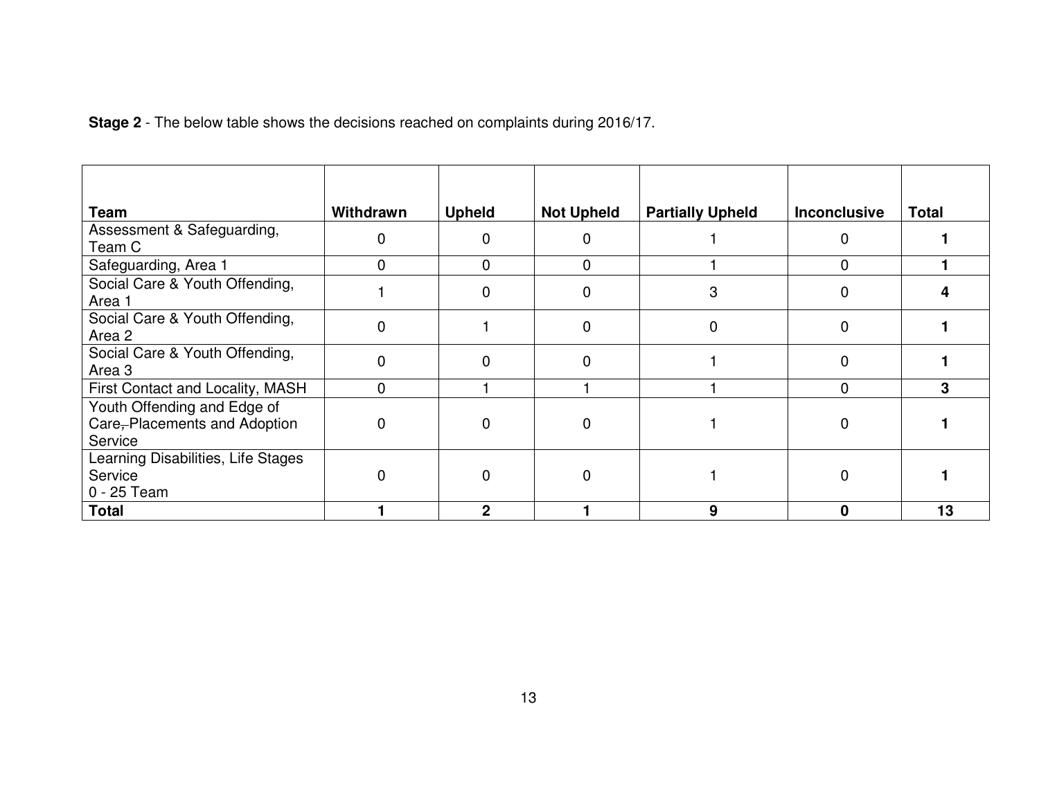**Stage 2** - The below table shows the decisions reached on complaints during 2016/17.

| Team | Withdrawn | Upheld | Not Upheld | Partially Upheld | Inconclusive | Total |
|---|---|---|---|---|---|---|
| Assessment & Safeguarding, Team C | 0 | 0 | 0 | 1 | 0 | **1** |
| Safeguarding, Area 1 | 0 | 0 | 0 | 1 | 0 | **1** |
| Social Care & Youth Offending, Area 1 | 1 | 0 | 0 | 3 | 0 | **4** |
| Social Care & Youth Offending, Area 2 | 0 | 1 | 0 | 0 | 0 | **1** |
| Social Care & Youth Offending, Area 3 | 0 | 0 | 0 | 1 | 0 | **1** |
| First Contact and Locality, MASH | 0 | 1 | 1 | 1 | 0 | **3** |
| Youth Offending and Edge of Care, Placements and Adoption Service | 0 | 0 | 0 | 1 | 0 | **1** |
| Learning Disabilities, Life Stages Service 0 - 25 Team | 0 | 0 | 0 | 1 | 0 | **1** |
| **Total** | **1** | **2** | **1** | **9** | **0** | **13** |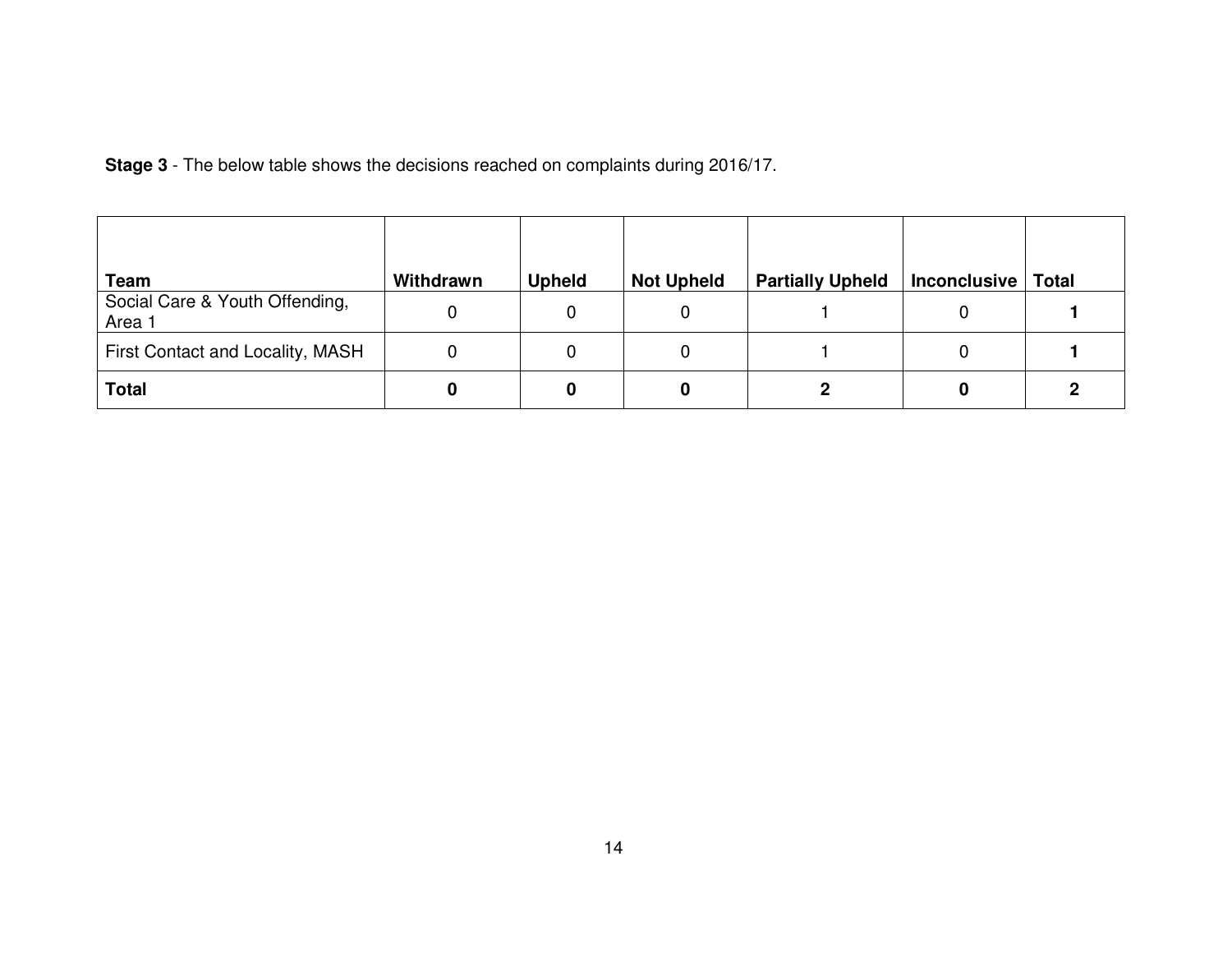**Stage 3** - The below table shows the decisions reached on complaints during 2016/17.

| Team | Withdrawn | Upheld | Not Upheld | Partially Upheld | Inconclusive | Total |
|---|---|---|---|---|---|---|
| Social Care & Youth Offending, Area 1 | 0 | 0 | 0 | 1 | 0 | **1** |
| First Contact and Locality, MASH | 0 | 0 | 0 | 1 | 0 | **1** |
| **Total** | **0** | **0** | **0** | **2** | **0** | **2** |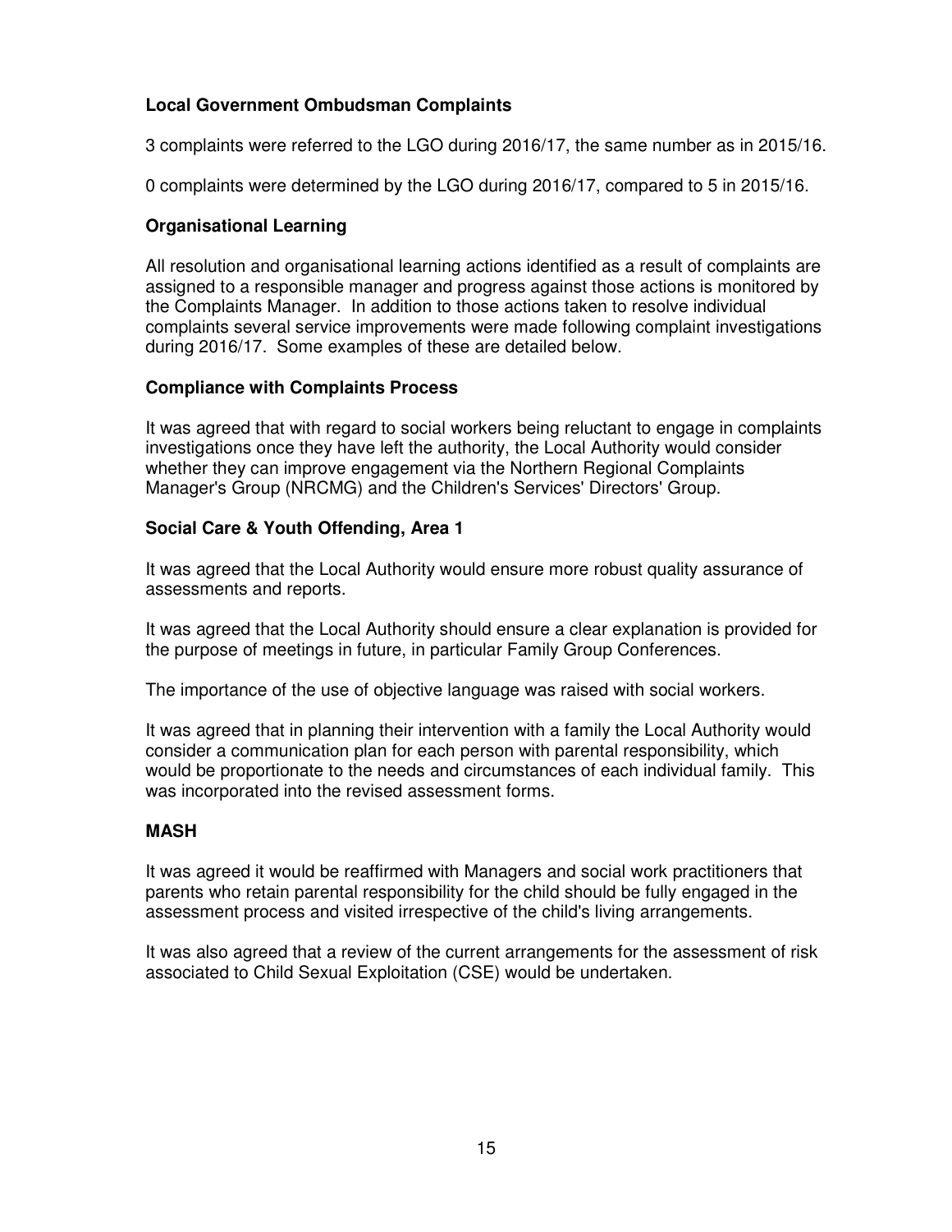## Local Government Ombudsman Complaints

3 complaints were referred to the LGO during 2016/17, the same number as in 2015/16.

0 complaints were determined by the LGO during 2016/17, compared to 5 in 2015/16.

## Organisational Learning

All resolution and organisational learning actions identified as a result of complaints are assigned to a responsible manager and progress against those actions is monitored by the Complaints Manager. In addition to those actions taken to resolve individual complaints several service improvements were made following complaint investigations during 2016/17. Some examples of these are detailed below.

## Compliance with Complaints Process

It was agreed that with regard to social workers being reluctant to engage in complaints investigations once they have left the authority, the Local Authority would consider whether they can improve engagement via the Northern Regional Complaints Manager's Group (NRCMG) and the Children's Services' Directors' Group.

## Social Care & Youth Offending, Area 1

It was agreed that the Local Authority would ensure more robust quality assurance of assessments and reports.

It was agreed that the Local Authority should ensure a clear explanation is provided for the purpose of meetings in future, in particular Family Group Conferences.

The importance of the use of objective language was raised with social workers.

It was agreed that in planning their intervention with a family the Local Authority would consider a communication plan for each person with parental responsibility, which would be proportionate to the needs and circumstances of each individual family. This was incorporated into the revised assessment forms.

## MASH

It was agreed it would be reaffirmed with Managers and social work practitioners that parents who retain parental responsibility for the child should be fully engaged in the assessment process and visited irrespective of the child's living arrangements.

It was also agreed that a review of the current arrangements for the assessment of risk associated to Child Sexual Exploitation (CSE) would be undertaken.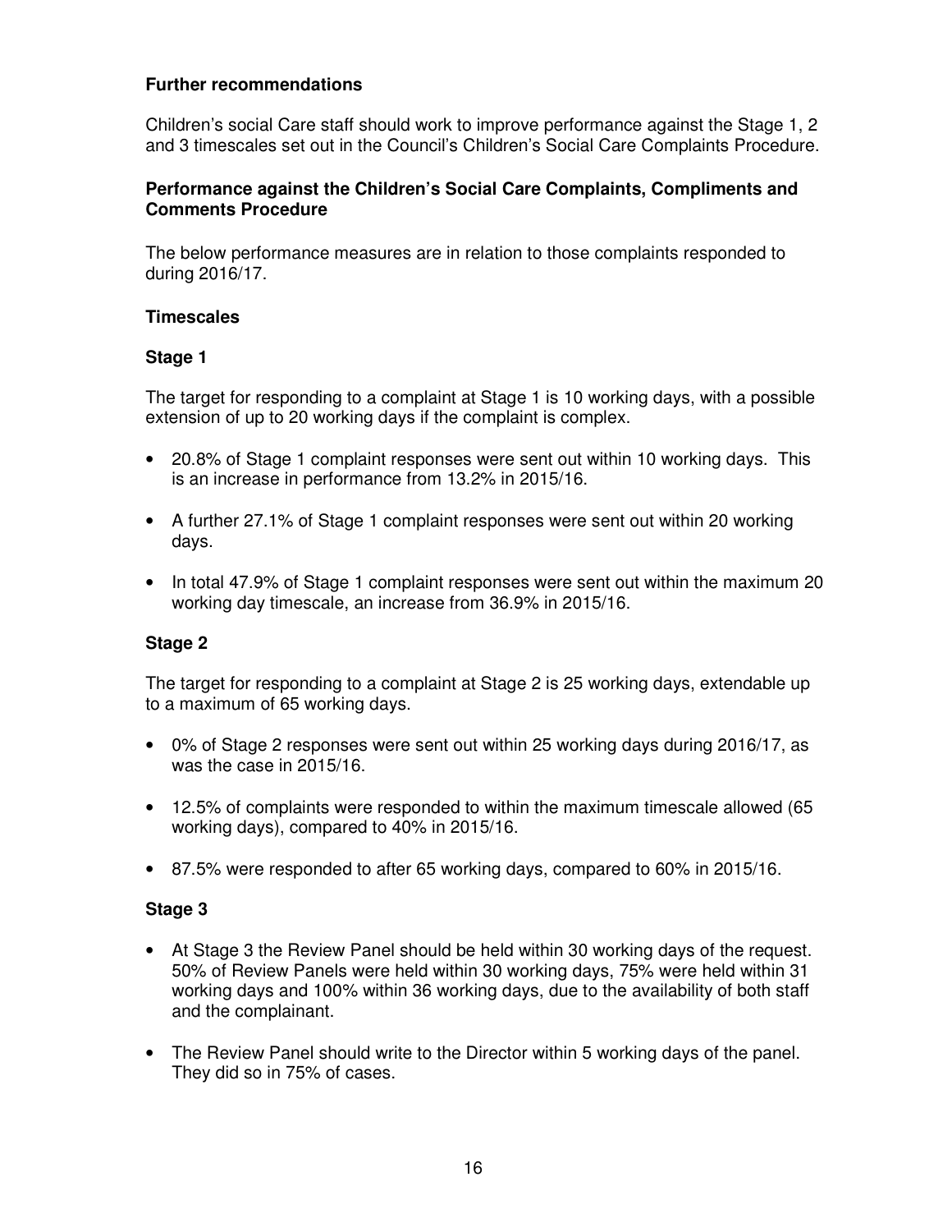**Further recommendations**

Children's social Care staff should work to improve performance against the Stage 1, 2 and 3 timescales set out in the Council's Children's Social Care Complaints Procedure.

**Performance against the Children's Social Care Complaints, Compliments and Comments Procedure**

The below performance measures are in relation to those complaints responded to during 2016/17.

**Timescales**

**Stage 1**

The target for responding to a complaint at Stage 1 is 10 working days, with a possible extension of up to 20 working days if the complaint is complex.

- 20.8% of Stage 1 complaint responses were sent out within 10 working days. This is an increase in performance from 13.2% in 2015/16.
- A further 27.1% of Stage 1 complaint responses were sent out within 20 working days.
- In total 47.9% of Stage 1 complaint responses were sent out within the maximum 20 working day timescale, an increase from 36.9% in 2015/16.

**Stage 2**

The target for responding to a complaint at Stage 2 is 25 working days, extendable up to a maximum of 65 working days.

- 0% of Stage 2 responses were sent out within 25 working days during 2016/17, as was the case in 2015/16.
- 12.5% of complaints were responded to within the maximum timescale allowed (65 working days), compared to 40% in 2015/16.
- 87.5% were responded to after 65 working days, compared to 60% in 2015/16.

**Stage 3**

- At Stage 3 the Review Panel should be held within 30 working days of the request. 50% of Review Panels were held within 30 working days, 75% were held within 31 working days and 100% within 36 working days, due to the availability of both staff and the complainant.
- The Review Panel should write to the Director within 5 working days of the panel. They did so in 75% of cases.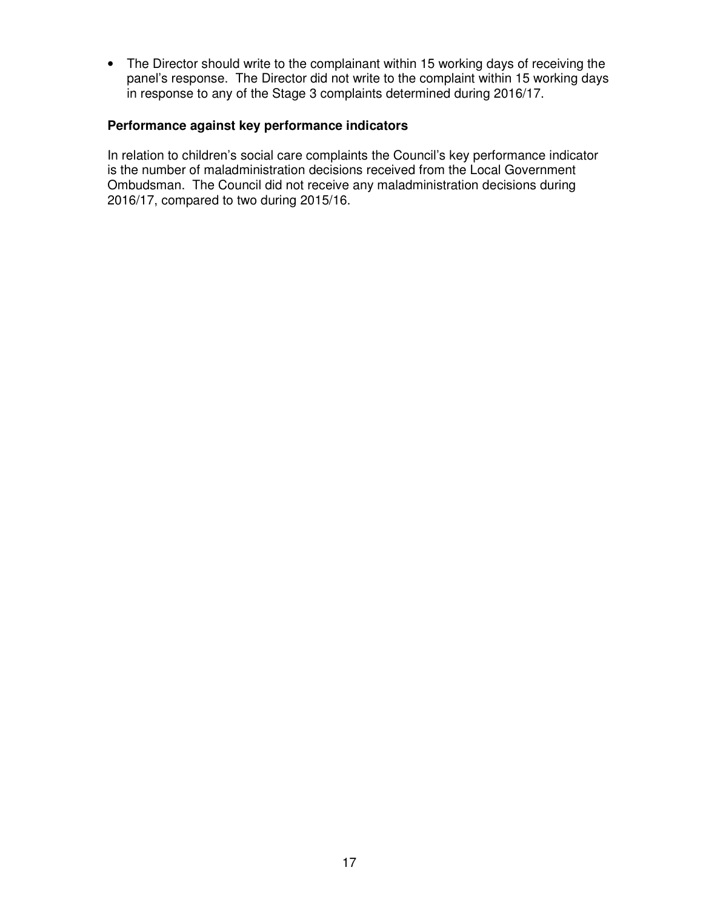- The Director should write to the complainant within 15 working days of receiving the panel's response. The Director did not write to the complaint within 15 working days in response to any of the Stage 3 complaints determined during 2016/17.

**Performance against key performance indicators**

In relation to children's social care complaints the Council's key performance indicator is the number of maladministration decisions received from the Local Government Ombudsman. The Council did not receive any maladministration decisions during 2016/17, compared to two during 2015/16.